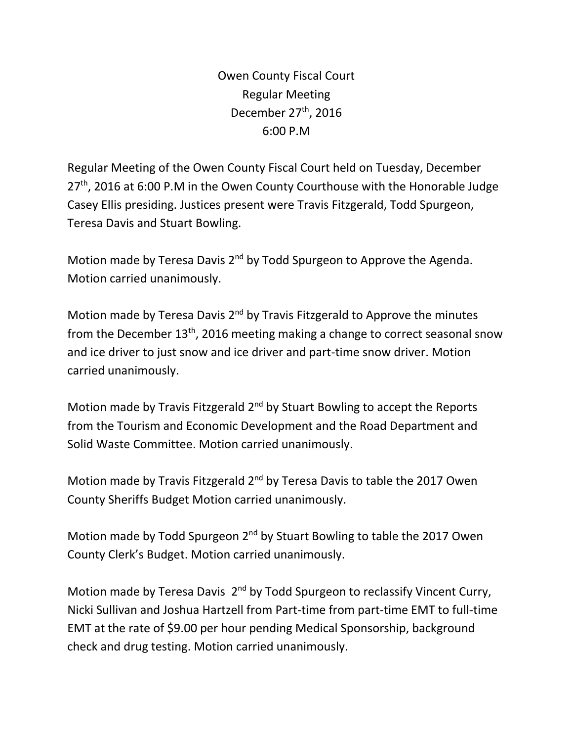# Owen County Fiscal Court
## Regular Meeting
## December 27th, 2016
## 6:00 P.M

Regular Meeting of the Owen County Fiscal Court held on Tuesday, December 27th, 2016 at 6:00 P.M in the Owen County Courthouse with the Honorable Judge Casey Ellis presiding. Justices present were Travis Fitzgerald, Todd Spurgeon, Teresa Davis and Stuart Bowling.

Motion made by Teresa Davis 2nd by Todd Spurgeon to Approve the Agenda. Motion carried unanimously.

Motion made by Teresa Davis 2nd by Travis Fitzgerald to Approve the minutes from the December 13th, 2016 meeting making a change to correct seasonal snow and ice driver to just snow and ice driver and part-time snow driver. Motion carried unanimously.

Motion made by Travis Fitzgerald 2nd by Stuart Bowling to accept the Reports from the Tourism and Economic Development and the Road Department and Solid Waste Committee. Motion carried unanimously.

Motion made by Travis Fitzgerald 2nd by Teresa Davis to table the 2017 Owen County Sheriffs Budget Motion carried unanimously.

Motion made by Todd Spurgeon 2nd by Stuart Bowling to table the 2017 Owen County Clerk's Budget. Motion carried unanimously.

Motion made by Teresa Davis 2nd by Todd Spurgeon to reclassify Vincent Curry, Nicki Sullivan and Joshua Hartzell from Part-time from part-time EMT to full-time EMT at the rate of $9.00 per hour pending Medical Sponsorship, background check and drug testing. Motion carried unanimously.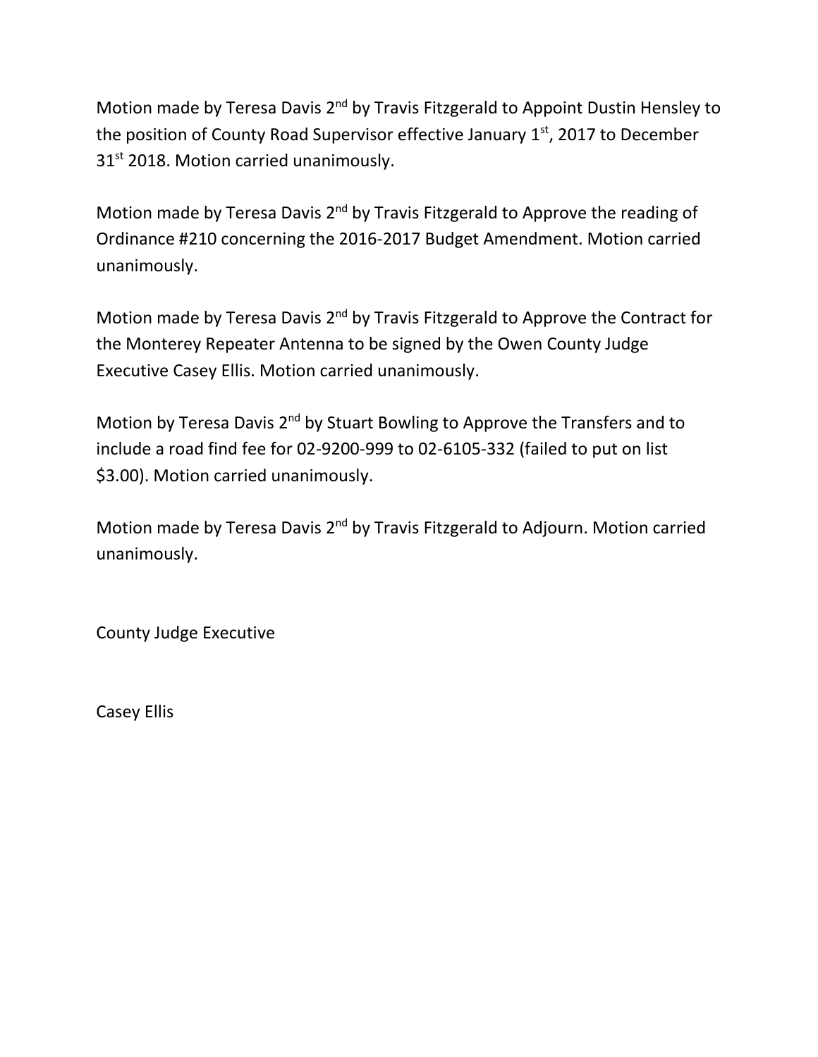Motion made by Teresa Davis 2nd by Travis Fitzgerald to Appoint Dustin Hensley to the position of County Road Supervisor effective January 1st, 2017 to December 31st 2018. Motion carried unanimously.

Motion made by Teresa Davis 2nd by Travis Fitzgerald to Approve the reading of Ordinance #210 concerning the 2016-2017 Budget Amendment. Motion carried unanimously.

Motion made by Teresa Davis 2nd by Travis Fitzgerald to Approve the Contract for the Monterey Repeater Antenna to be signed by the Owen County Judge Executive Casey Ellis. Motion carried unanimously.

Motion by Teresa Davis 2nd by Stuart Bowling to Approve the Transfers and to include a road find fee for 02-9200-999 to 02-6105-332 (failed to put on list $3.00). Motion carried unanimously.

Motion made by Teresa Davis 2nd by Travis Fitzgerald to Adjourn. Motion carried unanimously.

County Judge Executive

Casey Ellis